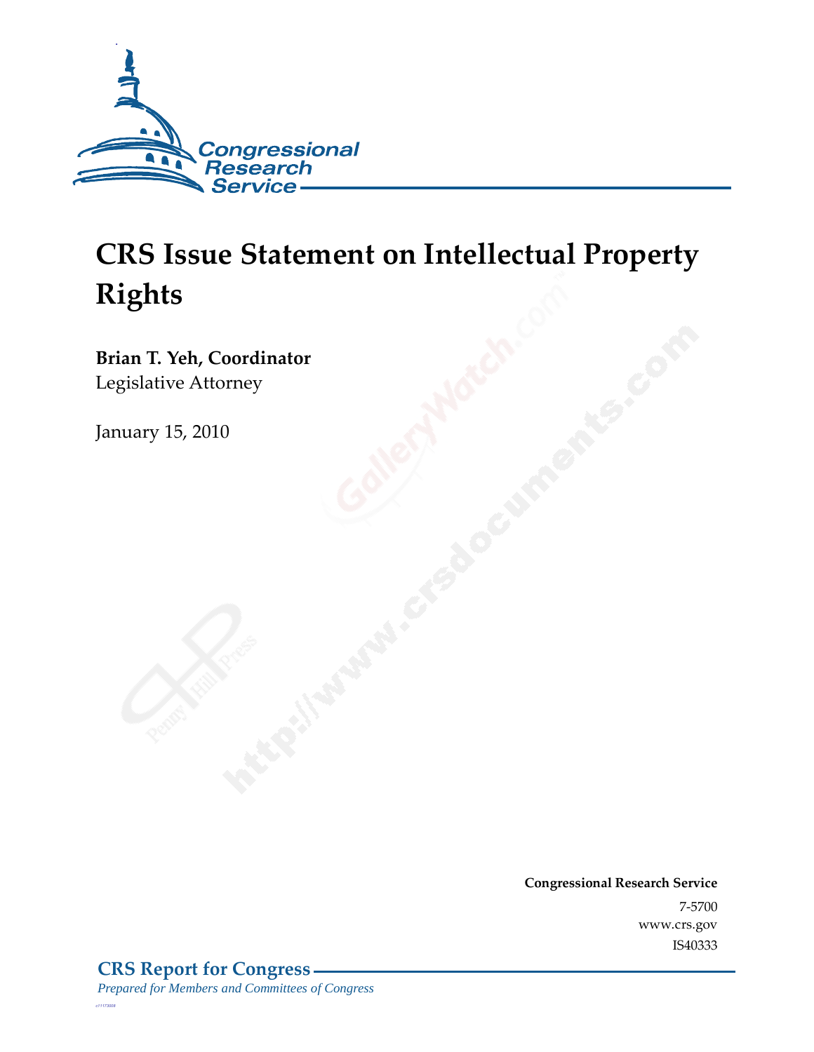# CRS Issue Statement on Intellectual Property Rights

**Brian T. Yeh, Coordinator**
Legislative Attorney

January 15, 2010

**Congressional Research Service**
7-5700
www.crs.gov
IS40333

**CRS Report for Congress**
*Prepared for Members and Committees of Congress*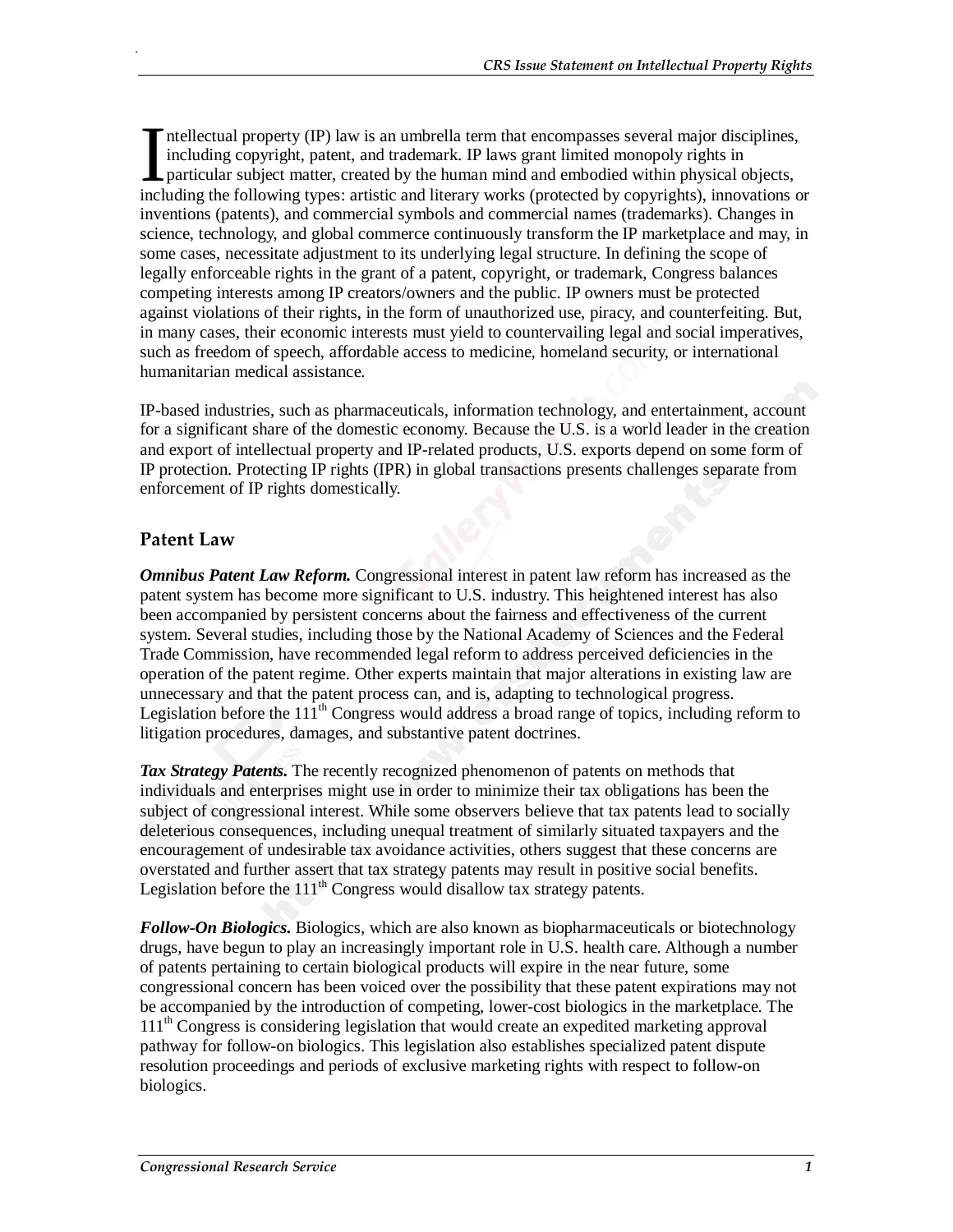Intellectual property (IP) law is an umbrella term that encompasses several major disciplines, including copyright, patent, and trademark. IP laws grant limited monopoly rights in particular subject matter, created by the human mind and embodied within physical objects, including the following types: artistic and literary works (protected by copyrights), innovations or inventions (patents), and commercial symbols and commercial names (trademarks). Changes in science, technology, and global commerce continuously transform the IP marketplace and may, in some cases, necessitate adjustment to its underlying legal structure. In defining the scope of legally enforceable rights in the grant of a patent, copyright, or trademark, Congress balances competing interests among IP creators/owners and the public. IP owners must be protected against violations of their rights, in the form of unauthorized use, piracy, and counterfeiting. But, in many cases, their economic interests must yield to countervailing legal and social imperatives, such as freedom of speech, affordable access to medicine, homeland security, or international humanitarian medical assistance.

IP-based industries, such as pharmaceuticals, information technology, and entertainment, account for a significant share of the domestic economy. Because the U.S. is a world leader in the creation and export of intellectual property and IP-related products, U.S. exports depend on some form of IP protection. Protecting IP rights (IPR) in global transactions presents challenges separate from enforcement of IP rights domestically.

## Patent Law

***Omnibus Patent Law Reform.*** Congressional interest in patent law reform has increased as the patent system has become more significant to U.S. industry. This heightened interest has also been accompanied by persistent concerns about the fairness and effectiveness of the current system. Several studies, including those by the National Academy of Sciences and the Federal Trade Commission, have recommended legal reform to address perceived deficiencies in the operation of the patent regime. Other experts maintain that major alterations in existing law are unnecessary and that the patent process can, and is, adapting to technological progress. Legislation before the 111th Congress would address a broad range of topics, including reform to litigation procedures, damages, and substantive patent doctrines.

***Tax Strategy Patents.*** The recently recognized phenomenon of patents on methods that individuals and enterprises might use in order to minimize their tax obligations has been the subject of congressional interest. While some observers believe that tax patents lead to socially deleterious consequences, including unequal treatment of similarly situated taxpayers and the encouragement of undesirable tax avoidance activities, others suggest that these concerns are overstated and further assert that tax strategy patents may result in positive social benefits. Legislation before the 111th Congress would disallow tax strategy patents.

***Follow-On Biologics.*** Biologics, which are also known as biopharmaceuticals or biotechnology drugs, have begun to play an increasingly important role in U.S. health care. Although a number of patents pertaining to certain biological products will expire in the near future, some congressional concern has been voiced over the possibility that these patent expirations may not be accompanied by the introduction of competing, lower-cost biologics in the marketplace. The 111th Congress is considering legislation that would create an expedited marketing approval pathway for follow-on biologics. This legislation also establishes specialized patent dispute resolution proceedings and periods of exclusive marketing rights with respect to follow-on biologics.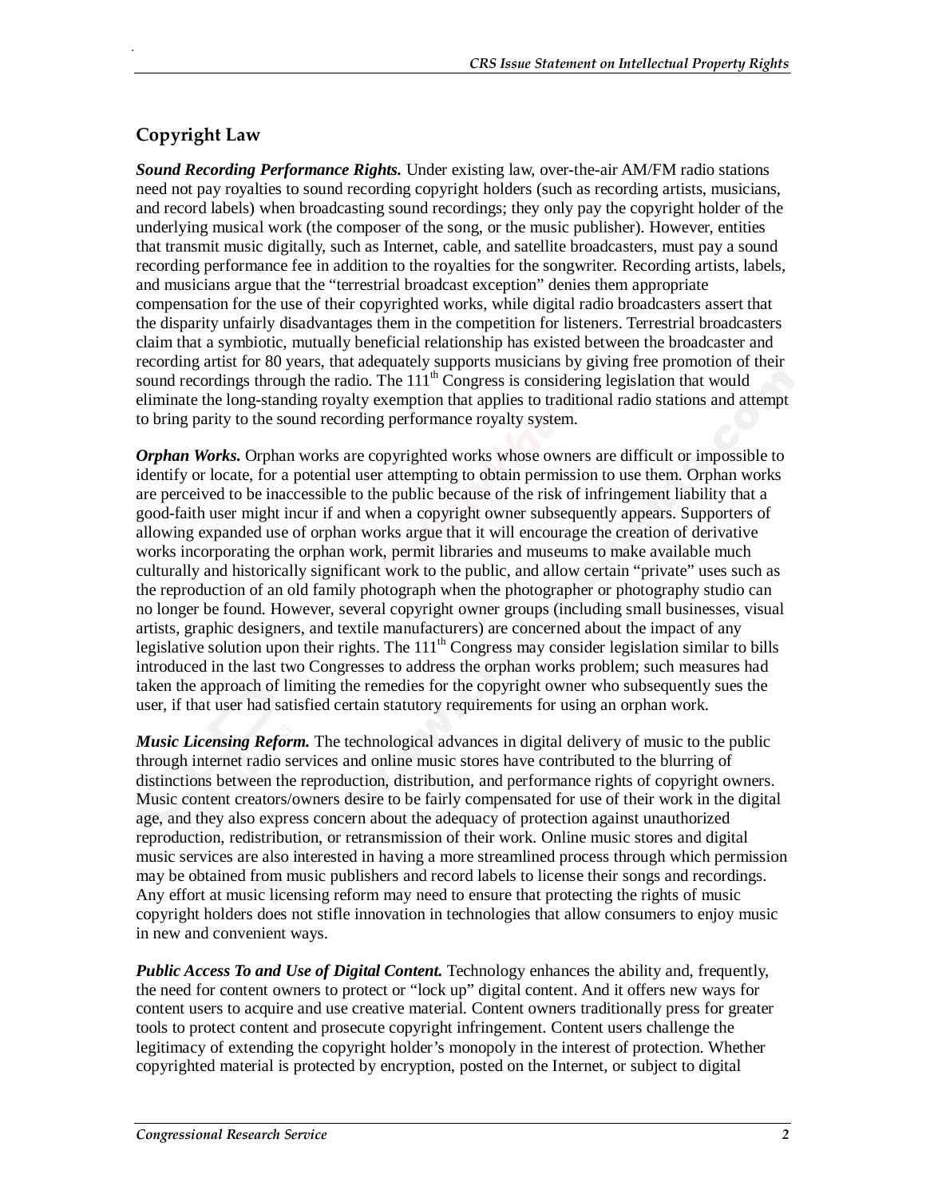## Copyright Law

***Sound Recording Performance Rights.*** Under existing law, over-the-air AM/FM radio stations need not pay royalties to sound recording copyright holders (such as recording artists, musicians, and record labels) when broadcasting sound recordings; they only pay the copyright holder of the underlying musical work (the composer of the song, or the music publisher). However, entities that transmit music digitally, such as Internet, cable, and satellite broadcasters, must pay a sound recording performance fee in addition to the royalties for the songwriter. Recording artists, labels, and musicians argue that the "terrestrial broadcast exception" denies them appropriate compensation for the use of their copyrighted works, while digital radio broadcasters assert that the disparity unfairly disadvantages them in the competition for listeners. Terrestrial broadcasters claim that a symbiotic, mutually beneficial relationship has existed between the broadcaster and recording artist for 80 years, that adequately supports musicians by giving free promotion of their sound recordings through the radio. The 111th Congress is considering legislation that would eliminate the long-standing royalty exemption that applies to traditional radio stations and attempt to bring parity to the sound recording performance royalty system.

***Orphan Works.*** Orphan works are copyrighted works whose owners are difficult or impossible to identify or locate, for a potential user attempting to obtain permission to use them. Orphan works are perceived to be inaccessible to the public because of the risk of infringement liability that a good-faith user might incur if and when a copyright owner subsequently appears. Supporters of allowing expanded use of orphan works argue that it will encourage the creation of derivative works incorporating the orphan work, permit libraries and museums to make available much culturally and historically significant work to the public, and allow certain "private" uses such as the reproduction of an old family photograph when the photographer or photography studio can no longer be found. However, several copyright owner groups (including small businesses, visual artists, graphic designers, and textile manufacturers) are concerned about the impact of any legislative solution upon their rights. The 111th Congress may consider legislation similar to bills introduced in the last two Congresses to address the orphan works problem; such measures had taken the approach of limiting the remedies for the copyright owner who subsequently sues the user, if that user had satisfied certain statutory requirements for using an orphan work.

***Music Licensing Reform.*** The technological advances in digital delivery of music to the public through internet radio services and online music stores have contributed to the blurring of distinctions between the reproduction, distribution, and performance rights of copyright owners. Music content creators/owners desire to be fairly compensated for use of their work in the digital age, and they also express concern about the adequacy of protection against unauthorized reproduction, redistribution, or retransmission of their work. Online music stores and digital music services are also interested in having a more streamlined process through which permission may be obtained from music publishers and record labels to license their songs and recordings. Any effort at music licensing reform may need to ensure that protecting the rights of music copyright holders does not stifle innovation in technologies that allow consumers to enjoy music in new and convenient ways.

***Public Access To and Use of Digital Content.*** Technology enhances the ability and, frequently, the need for content owners to protect or "lock up" digital content. And it offers new ways for content users to acquire and use creative material. Content owners traditionally press for greater tools to protect content and prosecute copyright infringement. Content users challenge the legitimacy of extending the copyright holder's monopoly in the interest of protection. Whether copyrighted material is protected by encryption, posted on the Internet, or subject to digital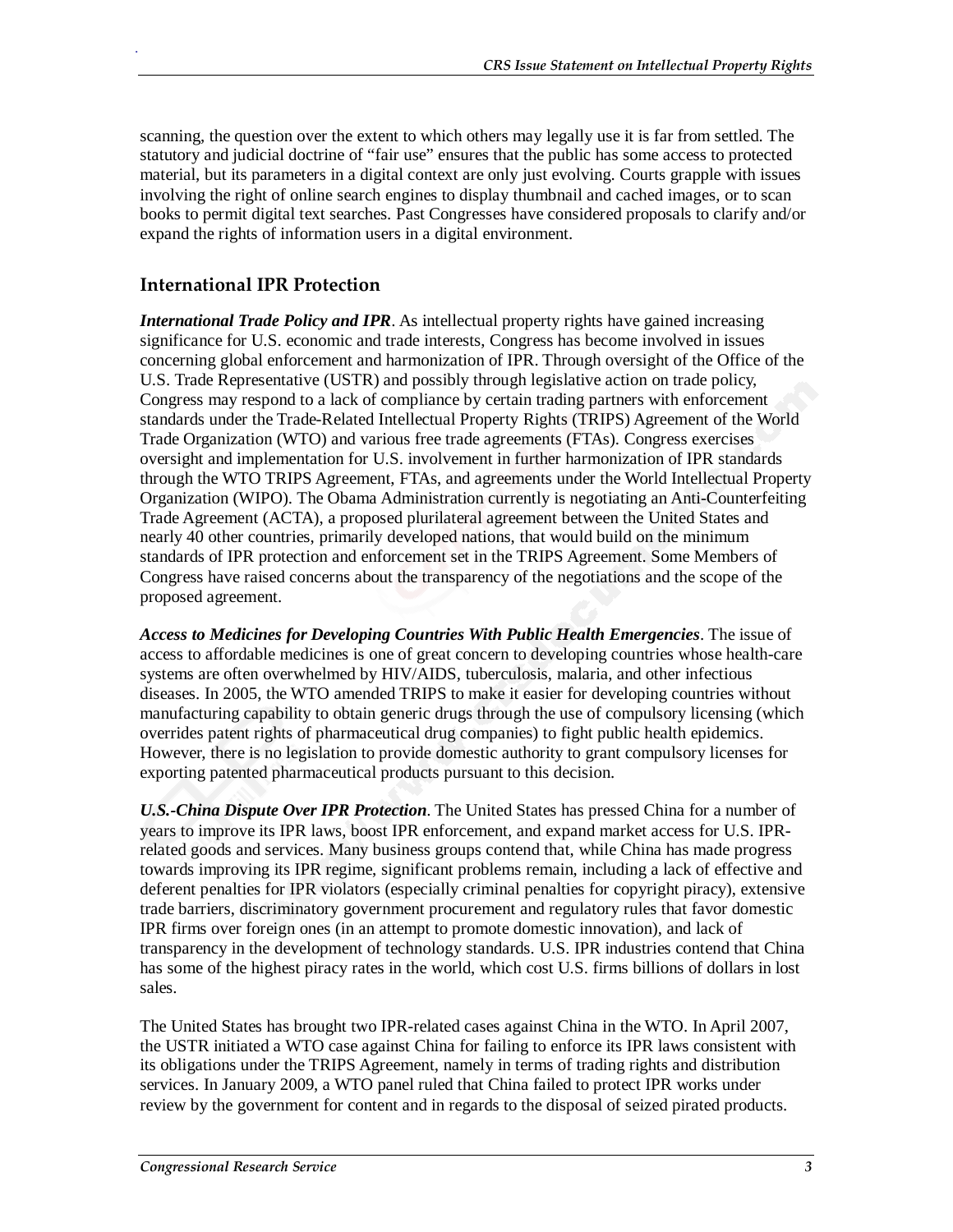scanning, the question over the extent to which others may legally use it is far from settled. The statutory and judicial doctrine of "fair use" ensures that the public has some access to protected material, but its parameters in a digital context are only just evolving. Courts grapple with issues involving the right of online search engines to display thumbnail and cached images, or to scan books to permit digital text searches. Past Congresses have considered proposals to clarify and/or expand the rights of information users in a digital environment.

## International IPR Protection

***International Trade Policy and IPR***. As intellectual property rights have gained increasing significance for U.S. economic and trade interests, Congress has become involved in issues concerning global enforcement and harmonization of IPR. Through oversight of the Office of the U.S. Trade Representative (USTR) and possibly through legislative action on trade policy, Congress may respond to a lack of compliance by certain trading partners with enforcement standards under the Trade-Related Intellectual Property Rights (TRIPS) Agreement of the World Trade Organization (WTO) and various free trade agreements (FTAs). Congress exercises oversight and implementation for U.S. involvement in further harmonization of IPR standards through the WTO TRIPS Agreement, FTAs, and agreements under the World Intellectual Property Organization (WIPO). The Obama Administration currently is negotiating an Anti-Counterfeiting Trade Agreement (ACTA), a proposed plurilateral agreement between the United States and nearly 40 other countries, primarily developed nations, that would build on the minimum standards of IPR protection and enforcement set in the TRIPS Agreement. Some Members of Congress have raised concerns about the transparency of the negotiations and the scope of the proposed agreement.

***Access to Medicines for Developing Countries With Public Health Emergencies***. The issue of access to affordable medicines is one of great concern to developing countries whose health-care systems are often overwhelmed by HIV/AIDS, tuberculosis, malaria, and other infectious diseases. In 2005, the WTO amended TRIPS to make it easier for developing countries without manufacturing capability to obtain generic drugs through the use of compulsory licensing (which overrides patent rights of pharmaceutical drug companies) to fight public health epidemics. However, there is no legislation to provide domestic authority to grant compulsory licenses for exporting patented pharmaceutical products pursuant to this decision.

***U.S.-China Dispute Over IPR Protection***. The United States has pressed China for a number of years to improve its IPR laws, boost IPR enforcement, and expand market access for U.S. IPR-related goods and services. Many business groups contend that, while China has made progress towards improving its IPR regime, significant problems remain, including a lack of effective and deferent penalties for IPR violators (especially criminal penalties for copyright piracy), extensive trade barriers, discriminatory government procurement and regulatory rules that favor domestic IPR firms over foreign ones (in an attempt to promote domestic innovation), and lack of transparency in the development of technology standards. U.S. IPR industries contend that China has some of the highest piracy rates in the world, which cost U.S. firms billions of dollars in lost sales.

The United States has brought two IPR-related cases against China in the WTO. In April 2007, the USTR initiated a WTO case against China for failing to enforce its IPR laws consistent with its obligations under the TRIPS Agreement, namely in terms of trading rights and distribution services. In January 2009, a WTO panel ruled that China failed to protect IPR works under review by the government for content and in regards to the disposal of seized pirated products.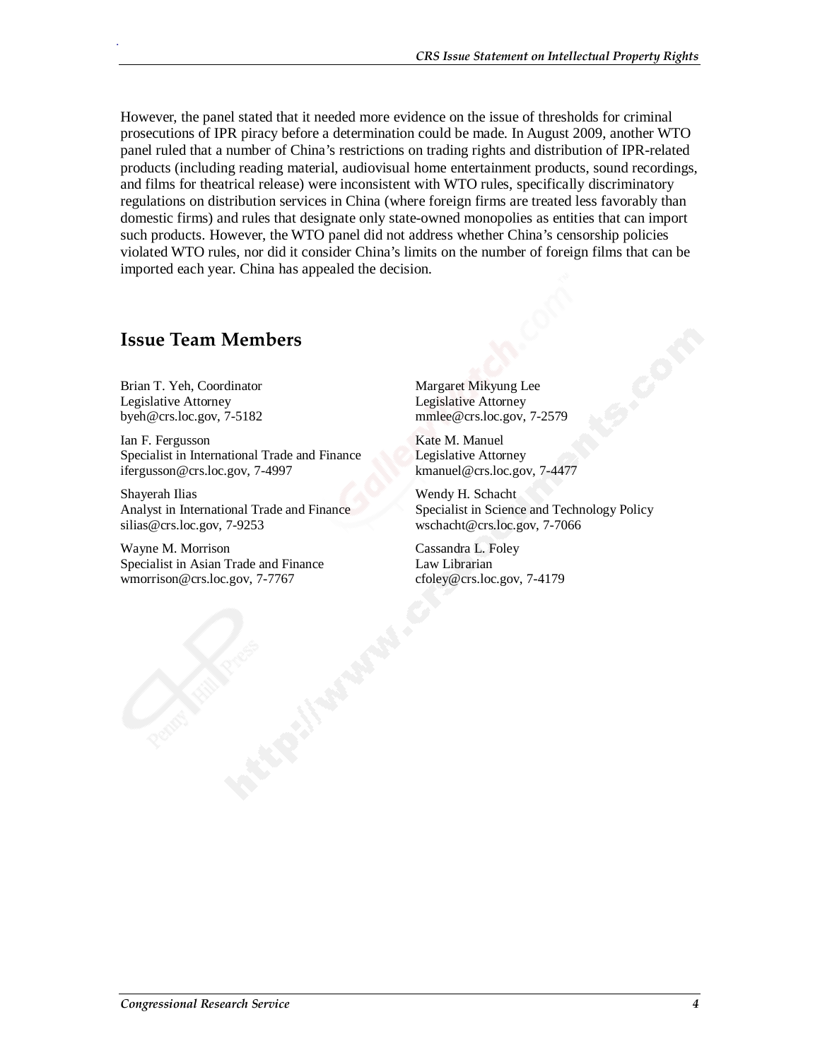However, the panel stated that it needed more evidence on the issue of thresholds for criminal prosecutions of IPR piracy before a determination could be made. In August 2009, another WTO panel ruled that a number of China's restrictions on trading rights and distribution of IPR-related products (including reading material, audiovisual home entertainment products, sound recordings, and films for theatrical release) were inconsistent with WTO rules, specifically discriminatory regulations on distribution services in China (where foreign firms are treated less favorably than domestic firms) and rules that designate only state-owned monopolies as entities that can import such products. However, the WTO panel did not address whether China's censorship policies violated WTO rules, nor did it consider China's limits on the number of foreign films that can be imported each year. China has appealed the decision.

## Issue Team Members

Brian T. Yeh, Coordinator
Legislative Attorney
byeh@crs.loc.gov, 7-5182

Ian F. Fergusson
Specialist in International Trade and Finance
ifergusson@crs.loc.gov, 7-4997

Shayerah Ilias
Analyst in International Trade and Finance
silias@crs.loc.gov, 7-9253

Wayne M. Morrison
Specialist in Asian Trade and Finance
wmorrison@crs.loc.gov, 7-7767

Margaret Mikyung Lee
Legislative Attorney
mmlee@crs.loc.gov, 7-2579

Kate M. Manuel
Legislative Attorney
kmanuel@crs.loc.gov, 7-4477

Wendy H. Schacht
Specialist in Science and Technology Policy
wschacht@crs.loc.gov, 7-7066

Cassandra L. Foley
Law Librarian
cfoley@crs.loc.gov, 7-4179